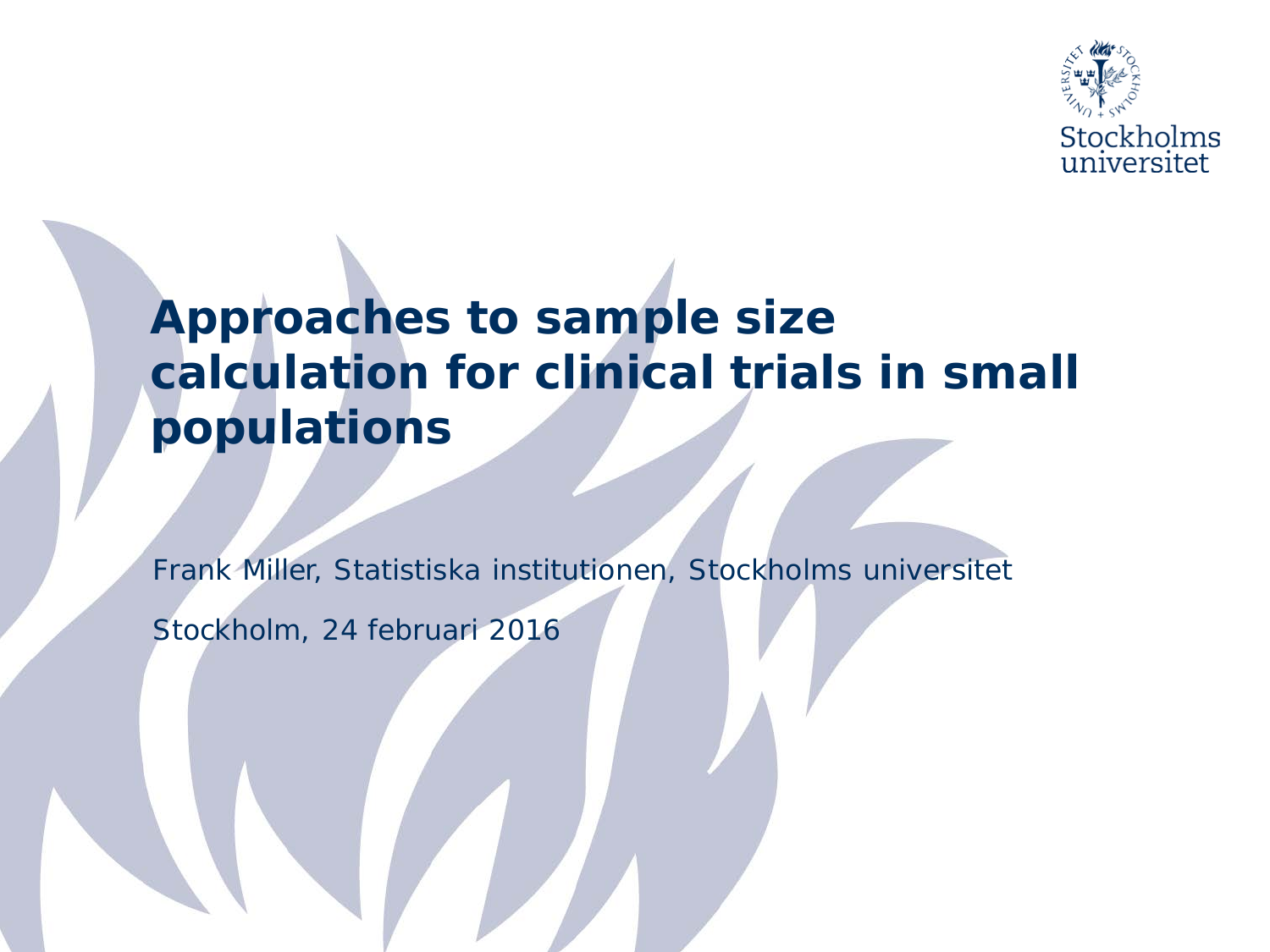# Approaches to sample size calculation for clinical trials in small populations

Frank Miller, Statistiska institutionen, Stockholms universitet

Stockholm, 24 februari 2016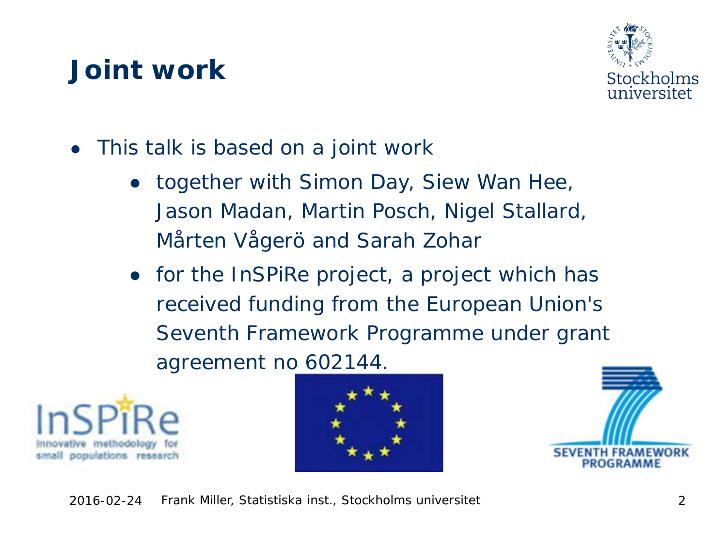# Joint work

- This talk is based on a joint work
  - together with Simon Day, Siew Wan Hee, Jason Madan, Martin Posch, Nigel Stallard, Mårten Vågerö and Sarah Zohar
  - for the InSPiRe project, a project which has received funding from the European Union's Seventh Framework Programme under grant agreement no 602144.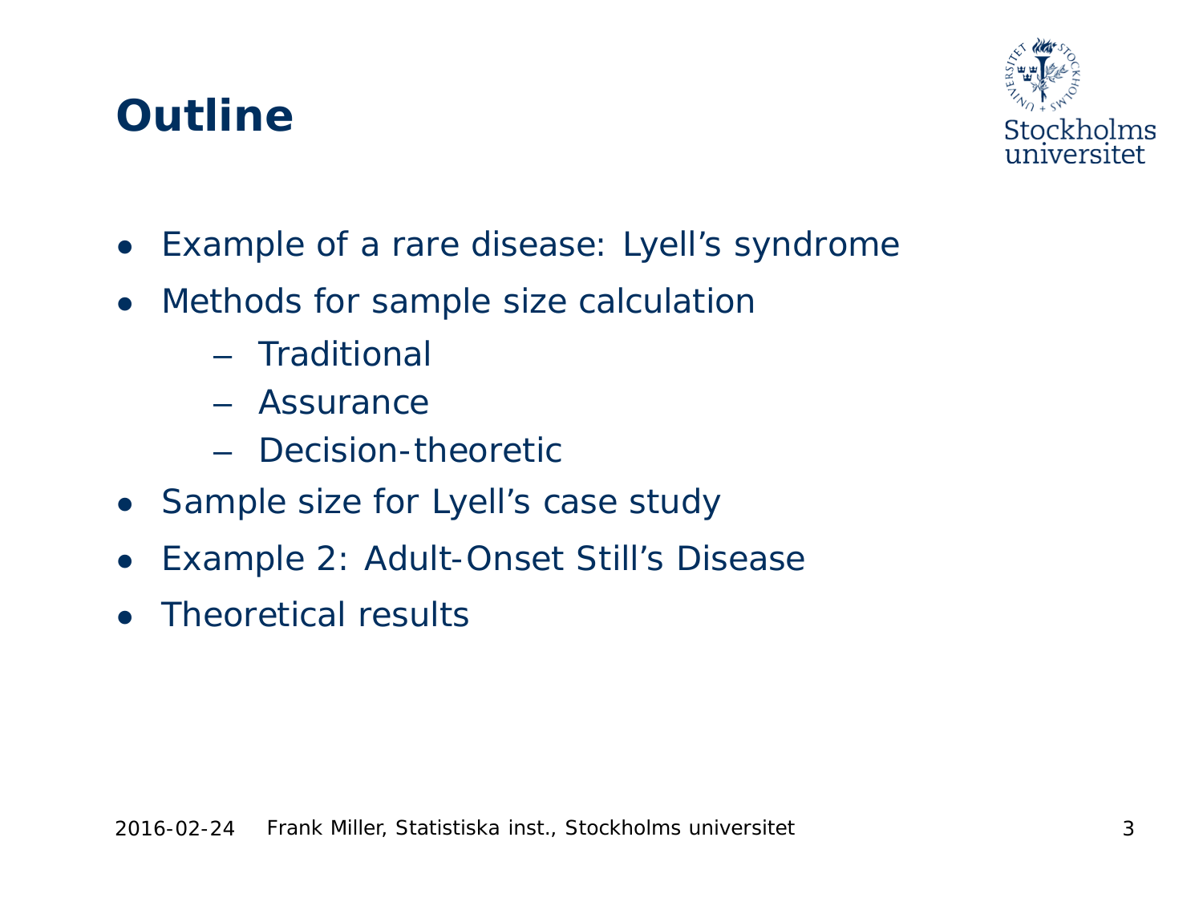# Outline

- Example of a rare disease: Lyell's syndrome
- Methods for sample size calculation
  - Traditional
  - Assurance
  - Decision-theoretic
- Sample size for Lyell's case study
- Example 2: Adult-Onset Still's Disease
- Theoretical results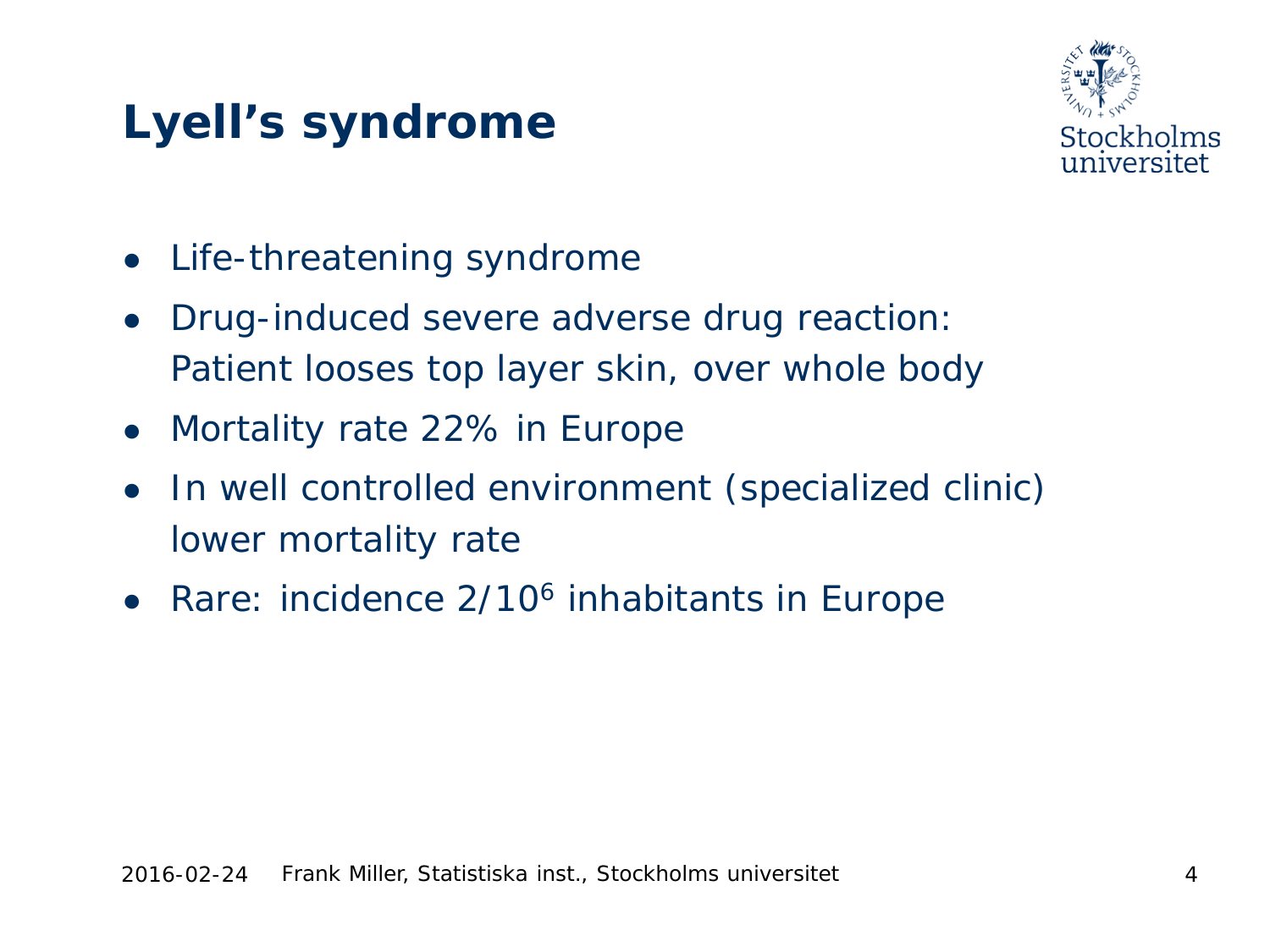# Lyell's syndrome

- Life-threatening syndrome
- Drug-induced severe adverse drug reaction: Patient looses top layer skin, over whole body
- Mortality rate 22% in Europe
- In well controlled environment (specialized clinic) lower mortality rate
- Rare: incidence $2/10^6$ inhabitants in Europe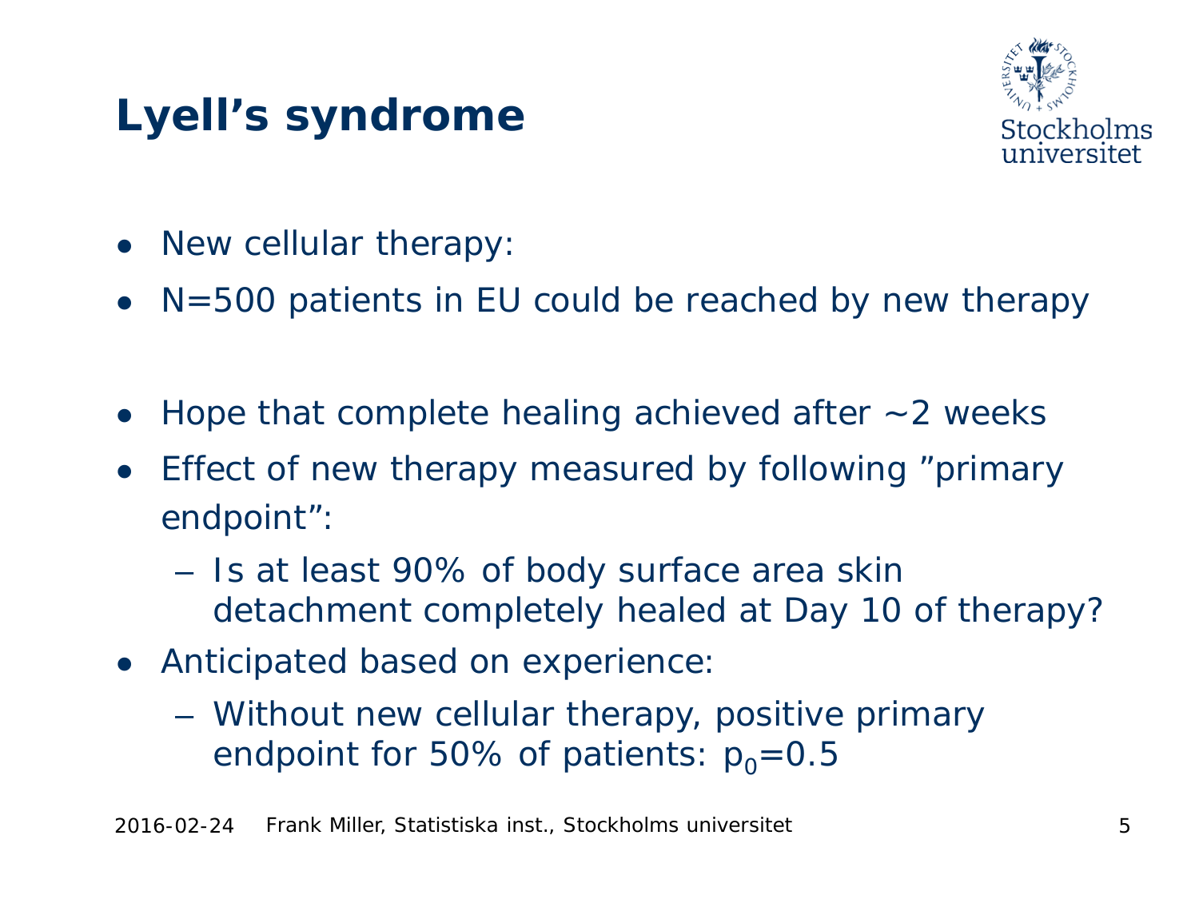# Lyell's syndrome

- New cellular therapy:
- N=500 patients in EU could be reached by new therapy

- Hope that complete healing achieved after ~2 weeks
- Effect of new therapy measured by following "primary endpoint":
  - Is at least 90% of body surface area skin detachment completely healed at Day 10 of therapy?
- Anticipated based on experience:
  - Without new cellular therapy, positive primary endpoint for 50% of patients: $p_0=0.5$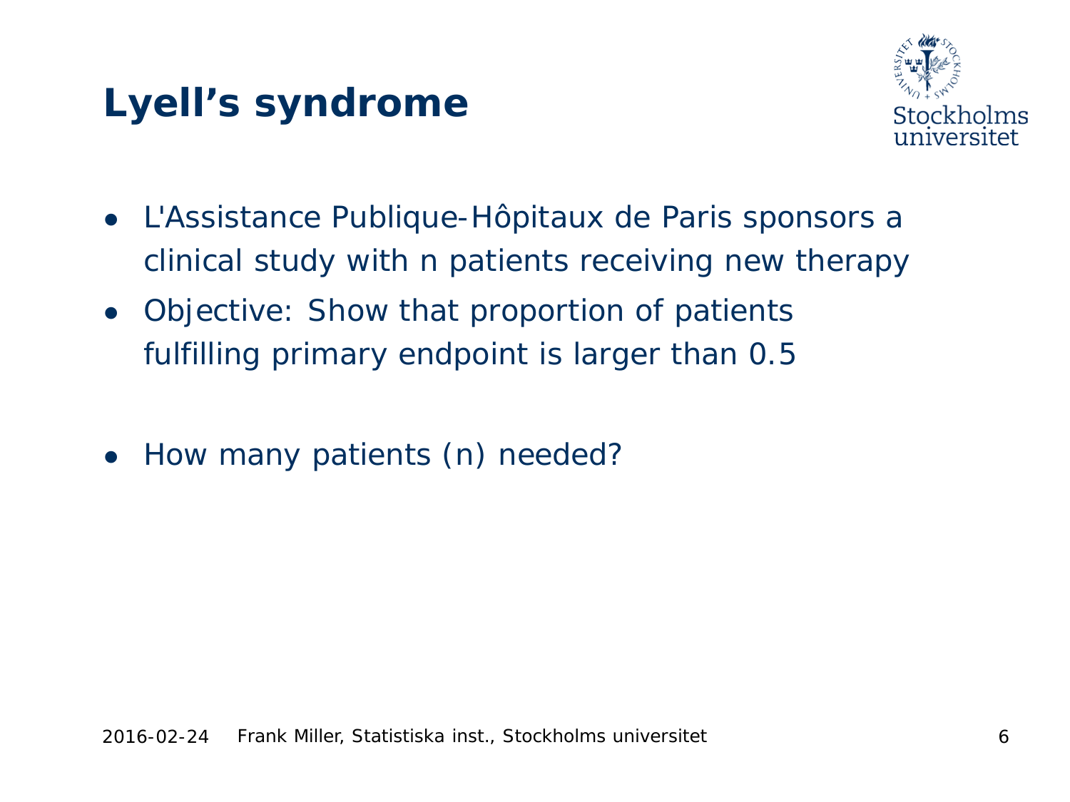# Lyell's syndrome

- L'Assistance Publique-Hôpitaux de Paris sponsors a clinical study with n patients receiving new therapy
- Objective: Show that proportion of patients fulfilling primary endpoint is larger than 0.5

- How many patients (n) needed?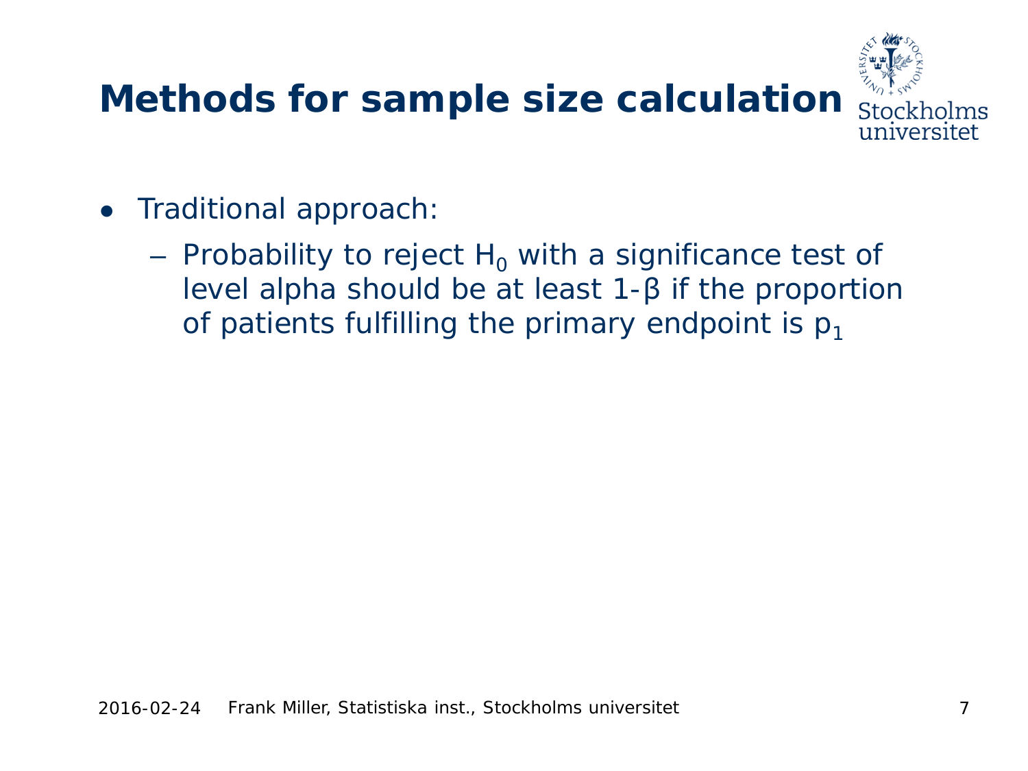# Methods for sample size calculation

- Traditional approach:
  - Probability to reject $H_0$ with a significance test of level alpha should be at least 1-β if the proportion of patients fulfilling the primary endpoint is $p_1$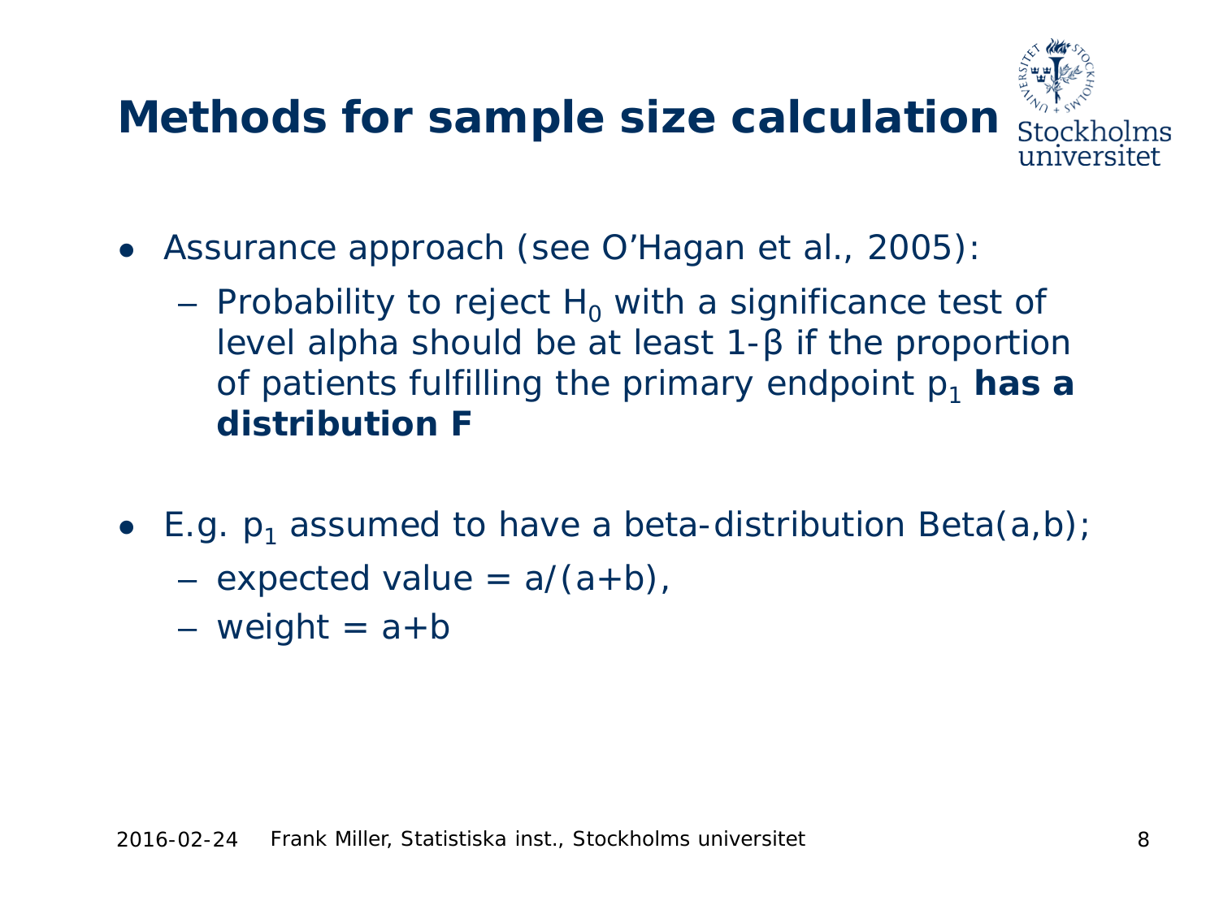# Methods for sample size calculation

- Assurance approach (see O'Hagan et al., 2005):
  - Probability to reject $H_0$ with a significance test of level alpha should be at least 1-β if the proportion of patients fulfilling the primary endpoint $p_1$ **has a distribution F**

- E.g. $p_1$ assumed to have a beta-distribution Beta(a,b);
  - expected value = a/(a+b),
  - weight = a+b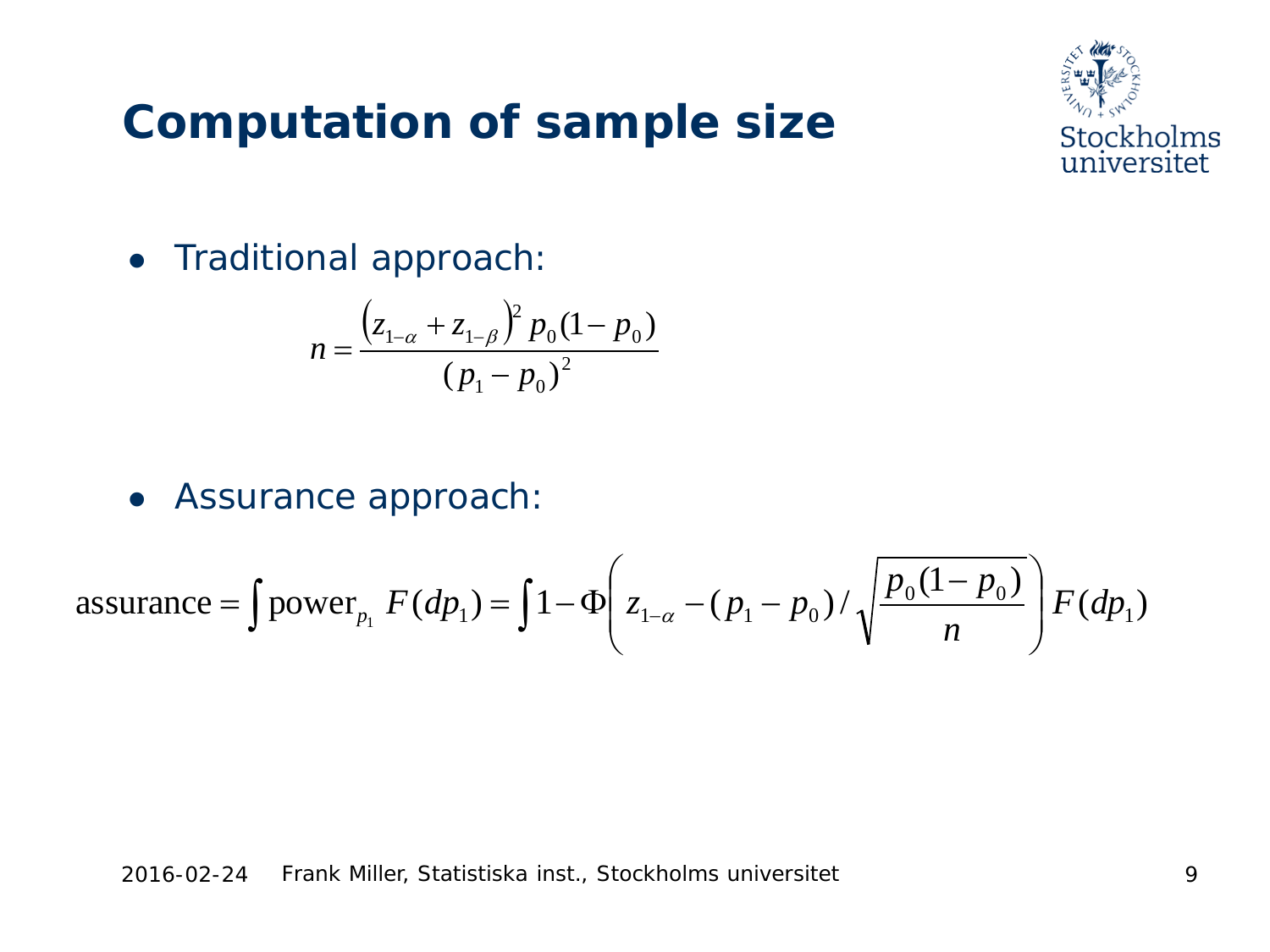# Computation of sample size

- Traditional approach:

$$n = \frac{\left(z_{1-\alpha} + z_{1-\beta}\right)^2 p_0(1-p_0)}{(p_1 - p_0)^2}$$

- Assurance approach:

$$\text{assurance} = \int \text{power}_{p_1} \; F(dp_1) = \int 1 - \Phi\left( z_{1-\alpha} - (p_1 - p_0) / \sqrt{\frac{p_0(1-p_0)}{n}} \right) F(dp_1)$$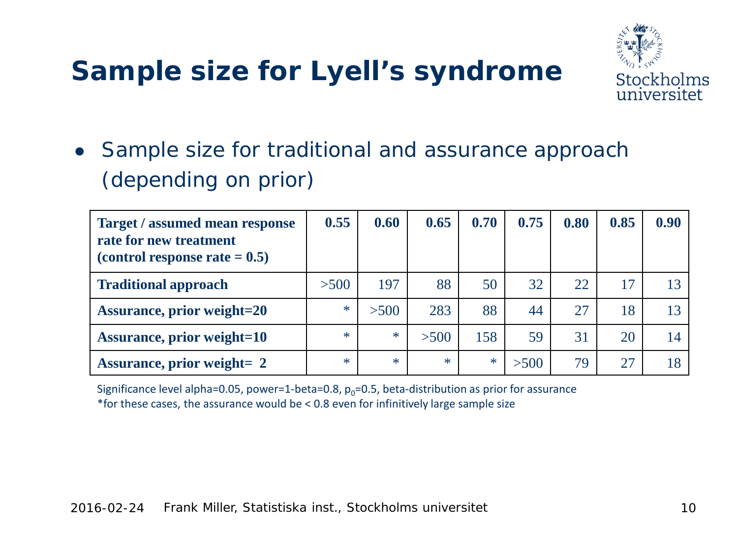# Sample size for Lyell's syndrome

- Sample size for traditional and assurance approach (depending on prior)

| Target / assumed mean response rate for new treatment (control response rate = 0.5) | 0.55 | 0.60 | 0.65 | 0.70 | 0.75 | 0.80 | 0.85 | 0.90 |
|---|---|---|---|---|---|---|---|---|
| **Traditional approach** | >500 | 197 | 88 | 50 | 32 | 22 | 17 | 13 |
| **Assurance, prior weight=20** | * | >500 | 283 | 88 | 44 | 27 | 18 | 13 |
| **Assurance, prior weight=10** | * | * | >500 | 158 | 59 | 31 | 20 | 14 |
| **Assurance, prior weight= 2** | * | * | * | * | >500 | 79 | 27 | 18 |

Significance level alpha=0.05, power=1-beta=0.8, $p_0$=0.5, beta-distribution as prior for assurance
*for these cases, the assurance would be < 0.8 even for infinitively large sample size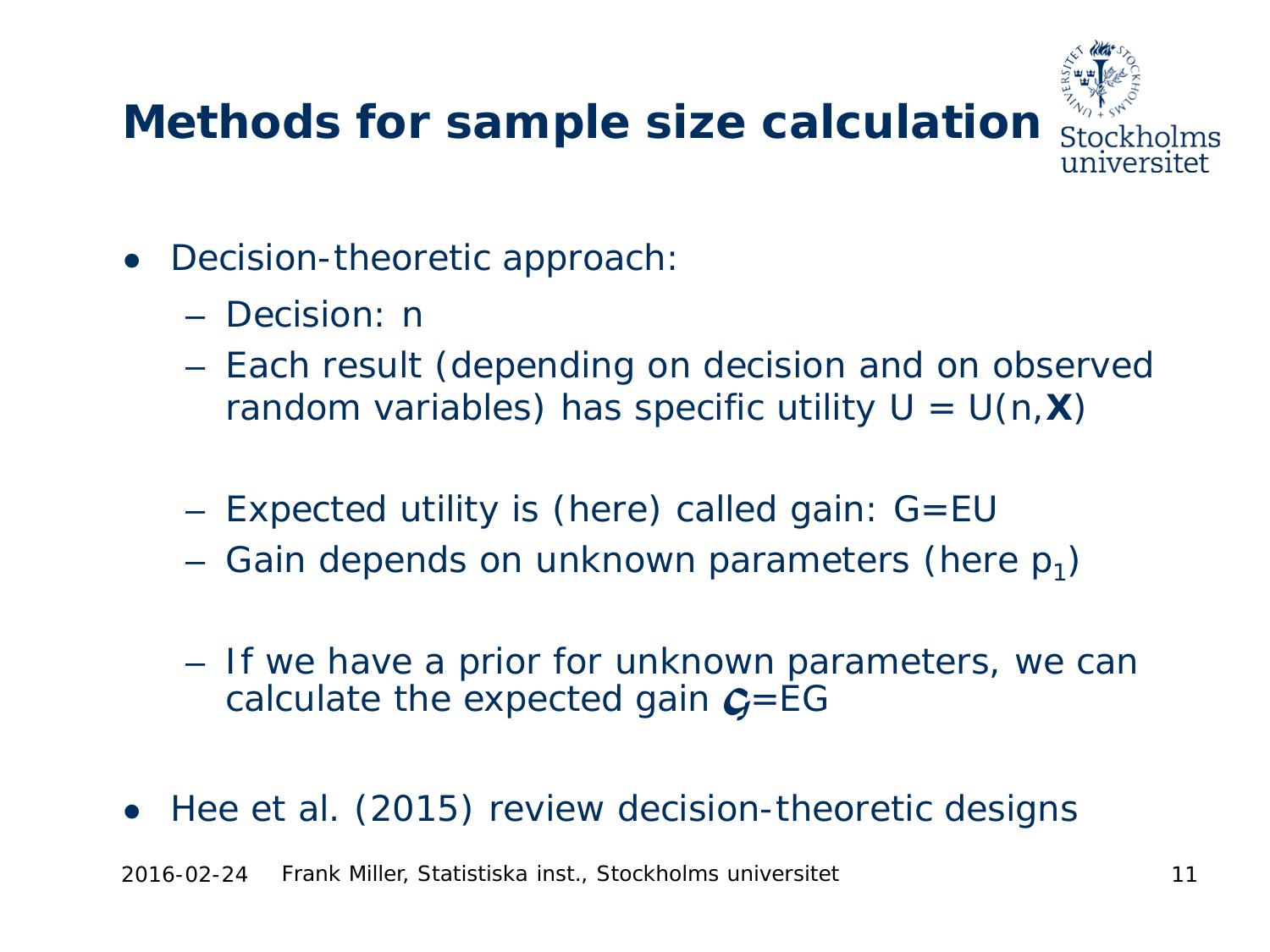# Methods for sample size calculation

- Decision-theoretic approach:
  - Decision: n
  - Each result (depending on decision and on observed random variables) has specific utility $U = U(n,\mathbf{X})$
  - Expected utility is (here) called gain: G=EU
  - Gain depends on unknown parameters (here $p_1$)
  - If we have a prior for unknown parameters, we can calculate the expected gain $\mathcal{G}$=EG
- Hee et al. (2015) review decision-theoretic designs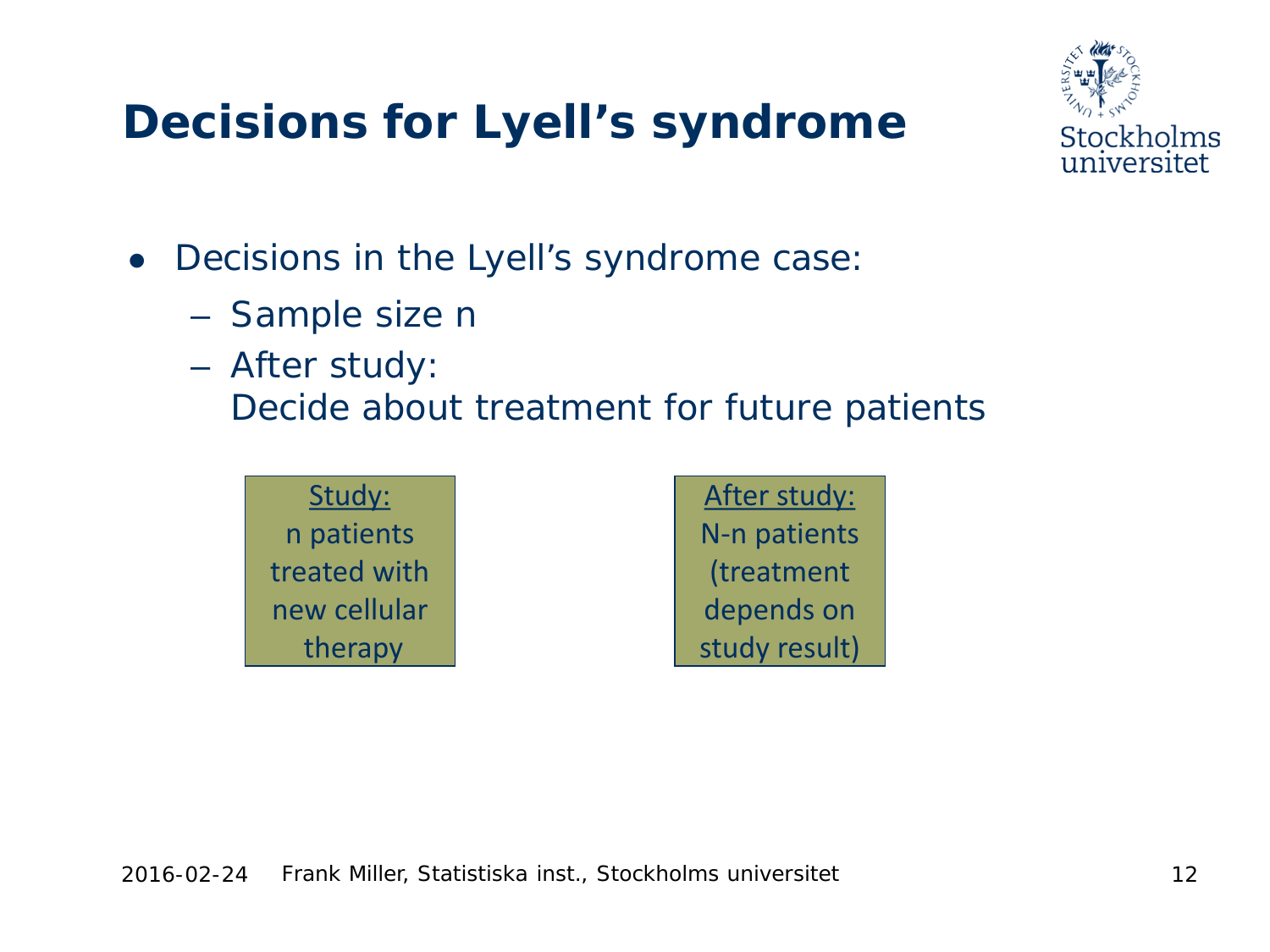# Decisions for Lyell's syndrome

- Decisions in the Lyell's syndrome case:
  - Sample size n
  - After study:
    Decide about treatment for future patients

Study:
n patients treated with new cellular therapy

After study:
N-n patients (treatment depends on study result)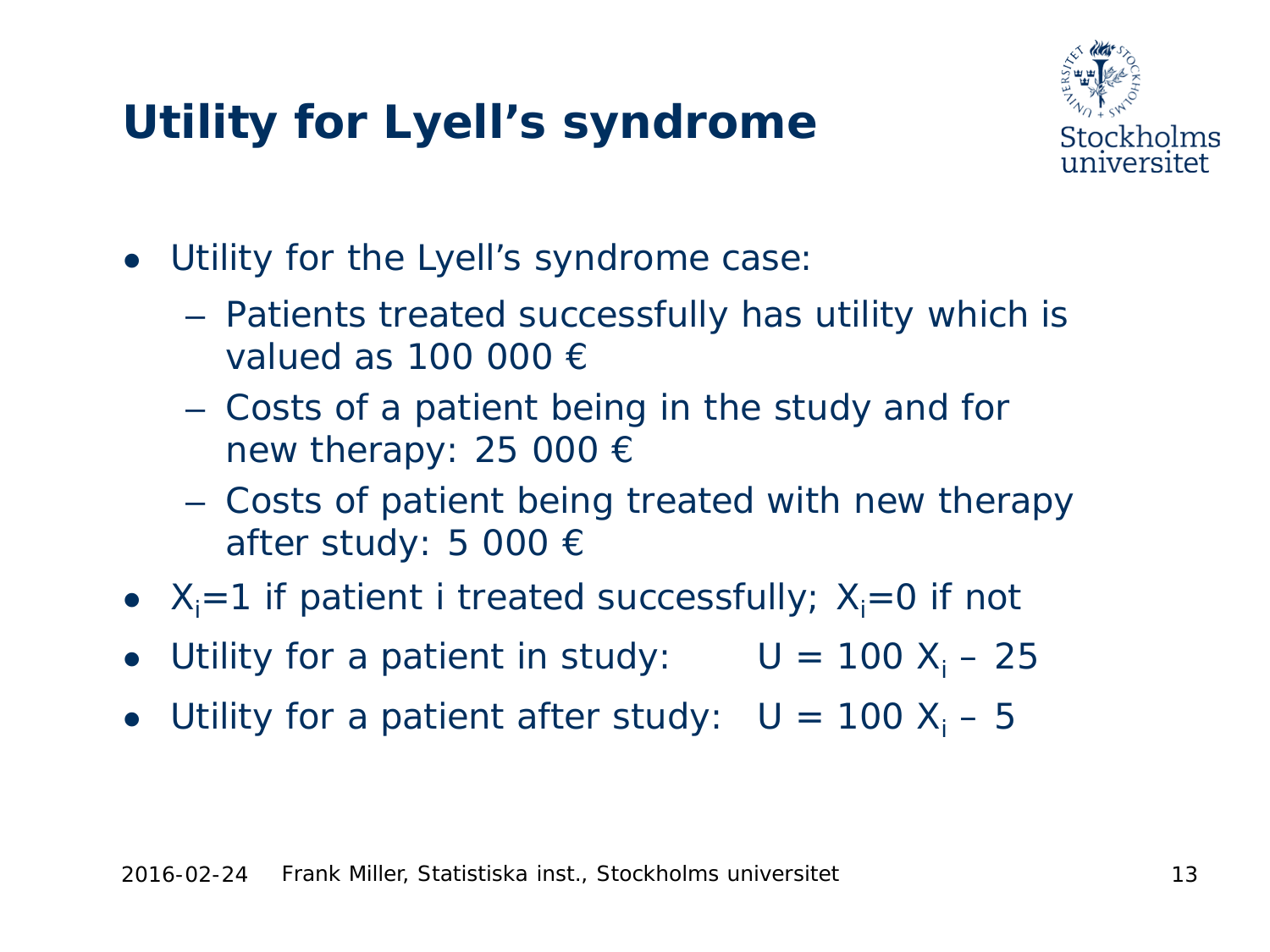# Utility for Lyell's syndrome

- Utility for the Lyell's syndrome case:
  - Patients treated successfully has utility which is valued as 100 000 €
  - Costs of a patient being in the study and for new therapy: 25 000 €
  - Costs of patient being treated with new therapy after study: 5 000 €
- $X_i=1$ if patient i treated successfully; $X_i=0$ if not
- Utility for a patient in study: $U = 100\ X_i - 25$
- Utility for a patient after study: $U = 100\ X_i - 5$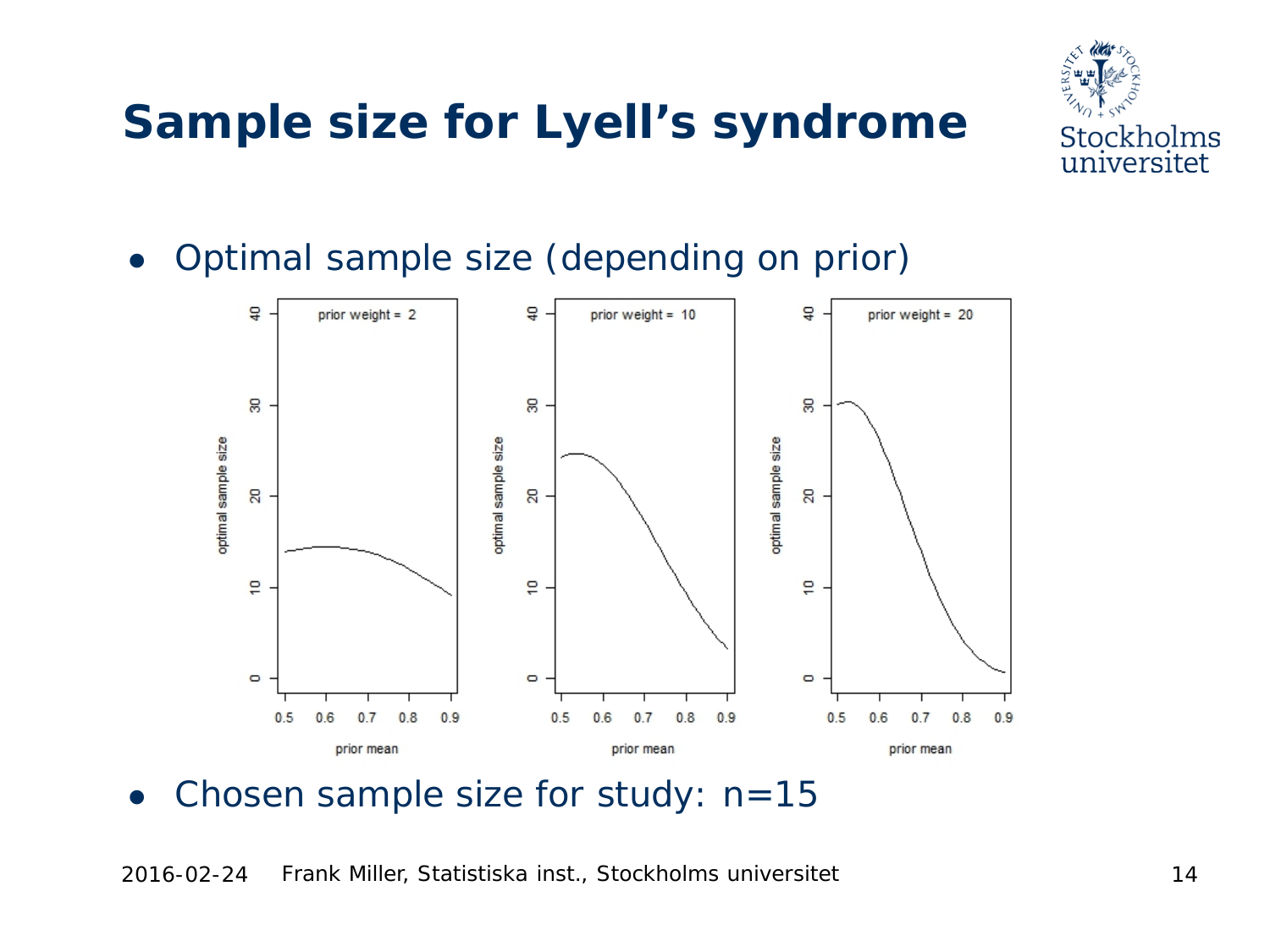# Sample size for Lyell's syndrome

- Optimal sample size (depending on prior)

- Chosen sample size for study: n=15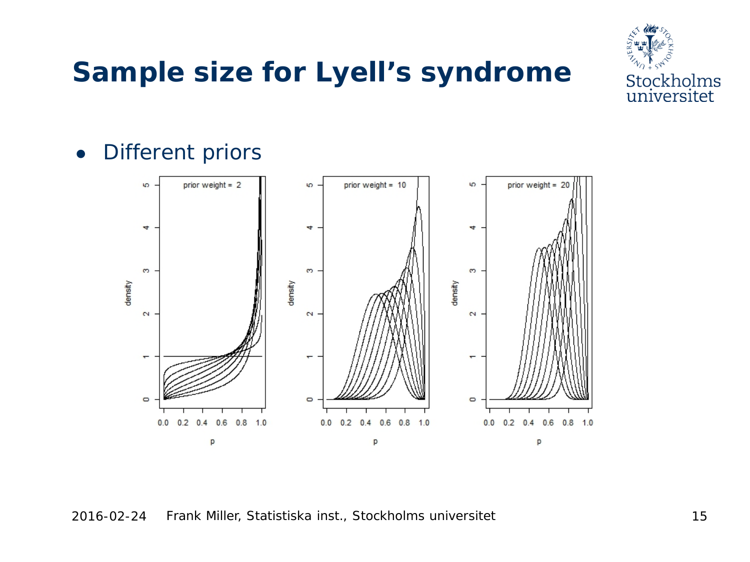# Sample size for Lyell's syndrome

- Different priors

prior weight = 2

prior weight = 10

prior weight = 20

density

p

0.0 0.2 0.4 0.6 0.8 1.0

0 1 2 3 4 5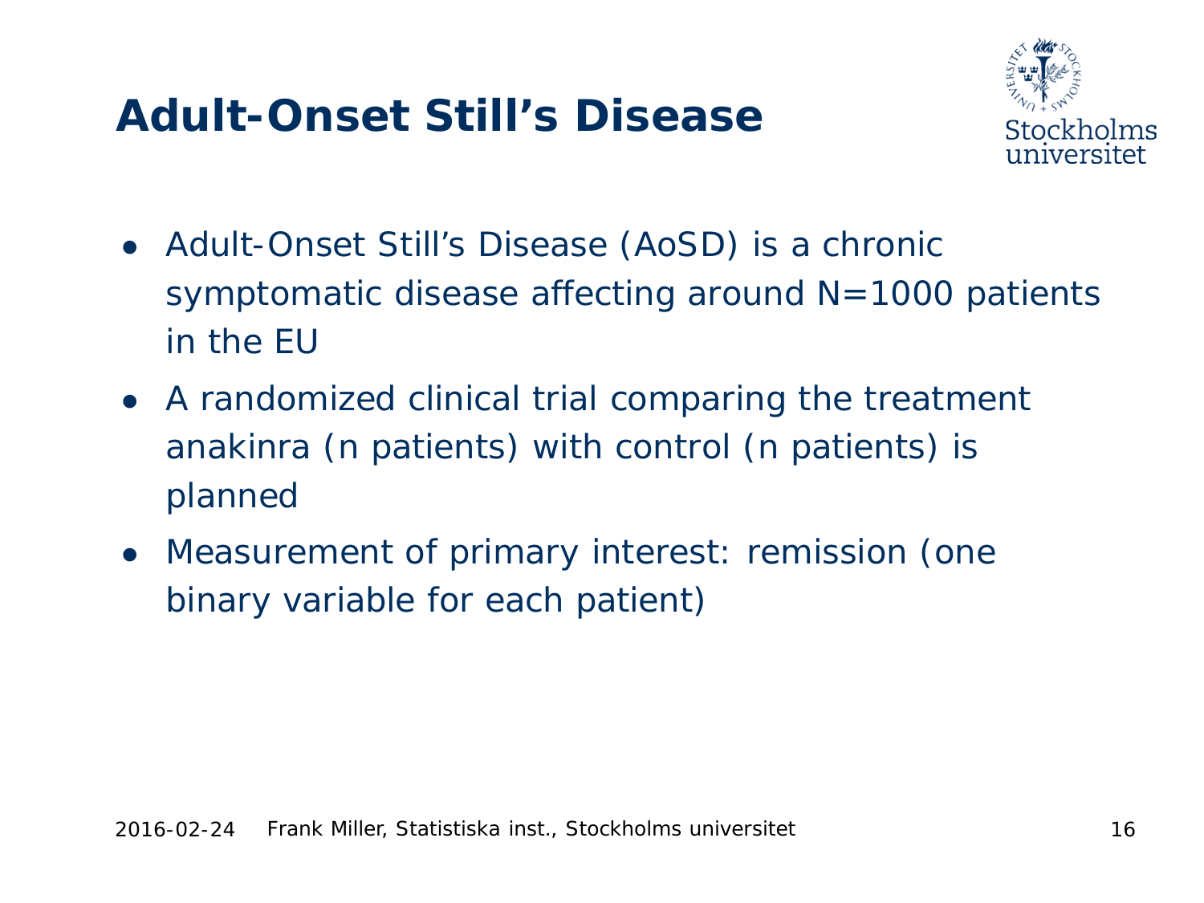# Adult-Onset Still's Disease

- Adult-Onset Still's Disease (AoSD) is a chronic symptomatic disease affecting around N=1000 patients in the EU
- A randomized clinical trial comparing the treatment anakinra (n patients) with control (n patients) is planned
- Measurement of primary interest: remission (one binary variable for each patient)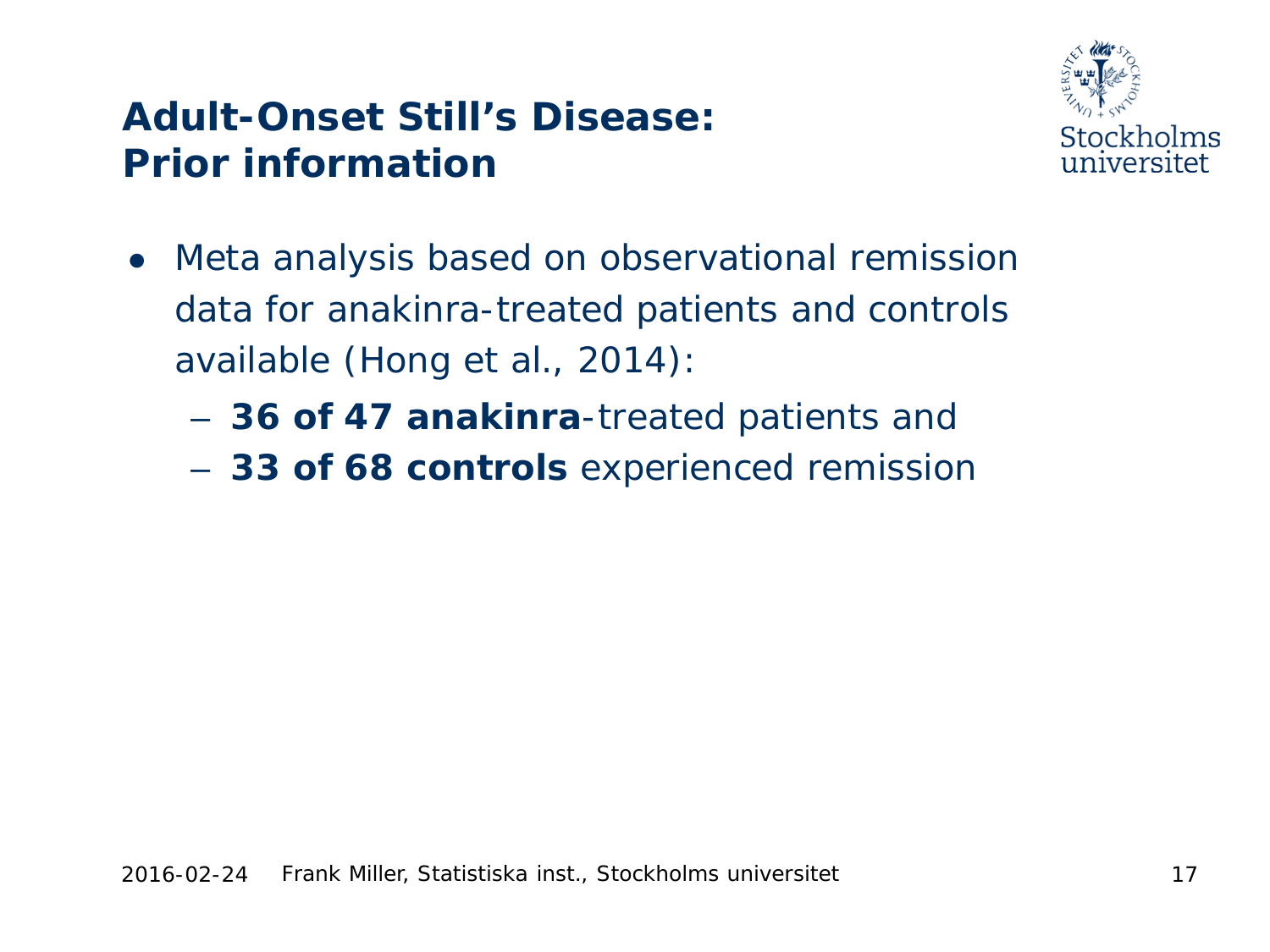# Adult-Onset Still's Disease: Prior information

- Meta analysis based on observational remission data for anakinra-treated patients and controls available (Hong et al., 2014):
  - **36 of 47 anakinra**-treated patients and
  - **33 of 68 controls** experienced remission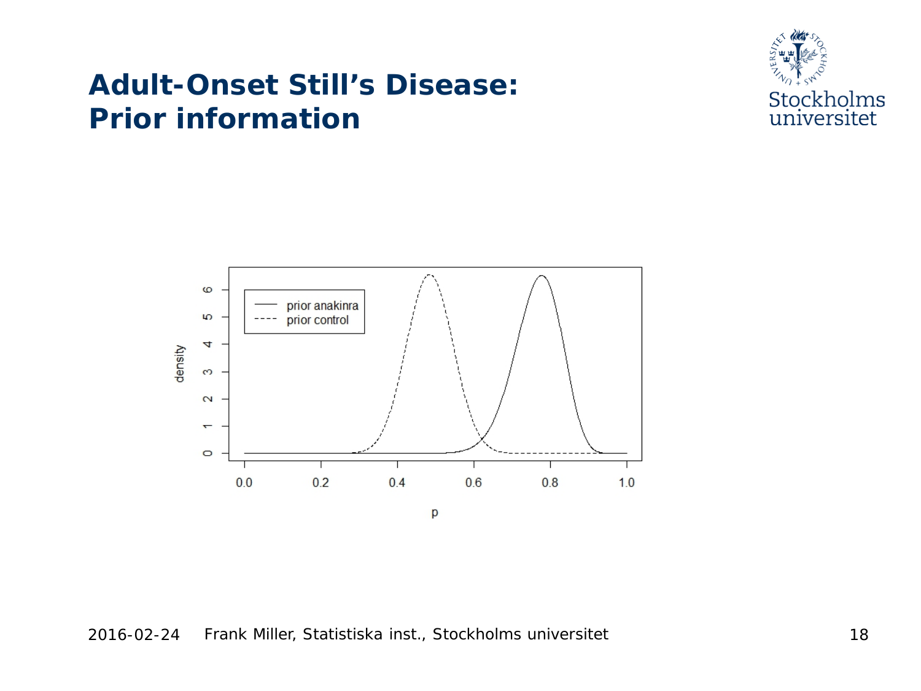# Adult-Onset Still's Disease: Prior information

prior anakinra
prior control

density

0
1
2
3
4
5
6

0.0
0.2
0.4
0.6
0.8
1.0

p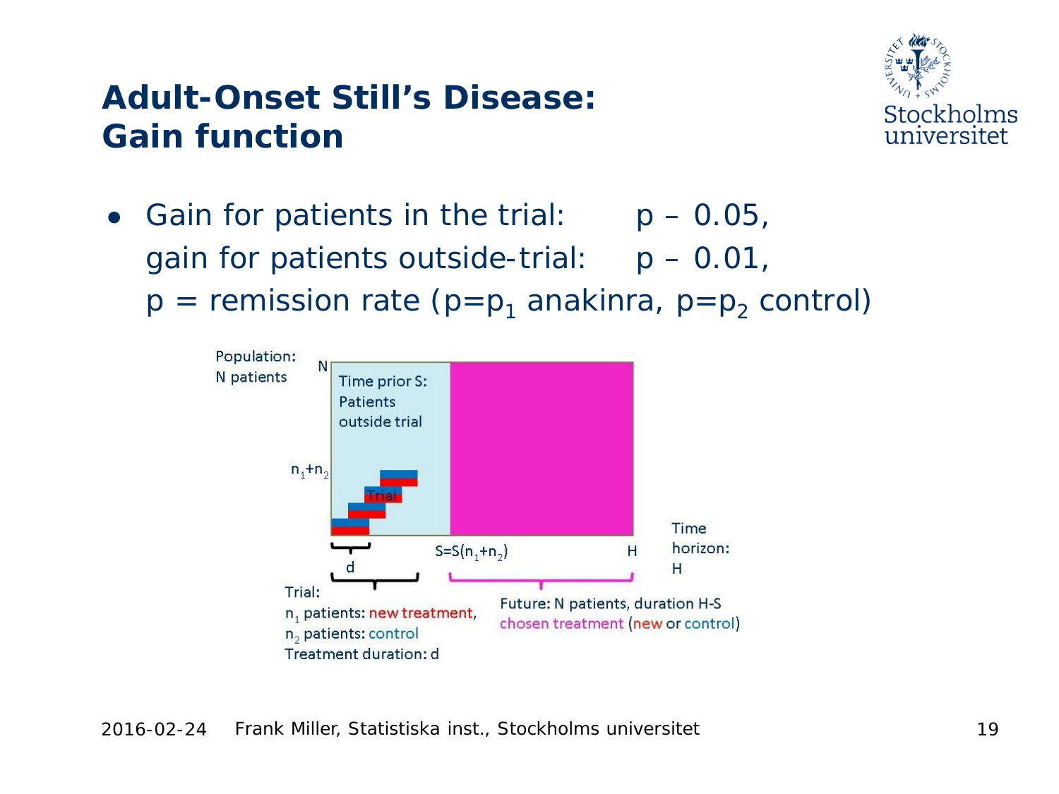# Adult-Onset Still's Disease: Gain function

- Gain for patients in the trial: $p$ – 0.05,
  gain for patients outside-trial: $p$ – 0.01,
  $p$ = remission rate ($p=p_1$ anakinra, $p=p_2$ control)

Population:
N patients

N

Time prior S:
Patients
outside trial

$n_1+n_2$

Trial

d

$S=S(n_1+n_2)$

H

Time
horizon:
H

Trial:
$n_1$ patients: new treatment,
$n_2$ patients: control
Treatment duration: d

Future: N patients, duration H-S
chosen treatment (new or control)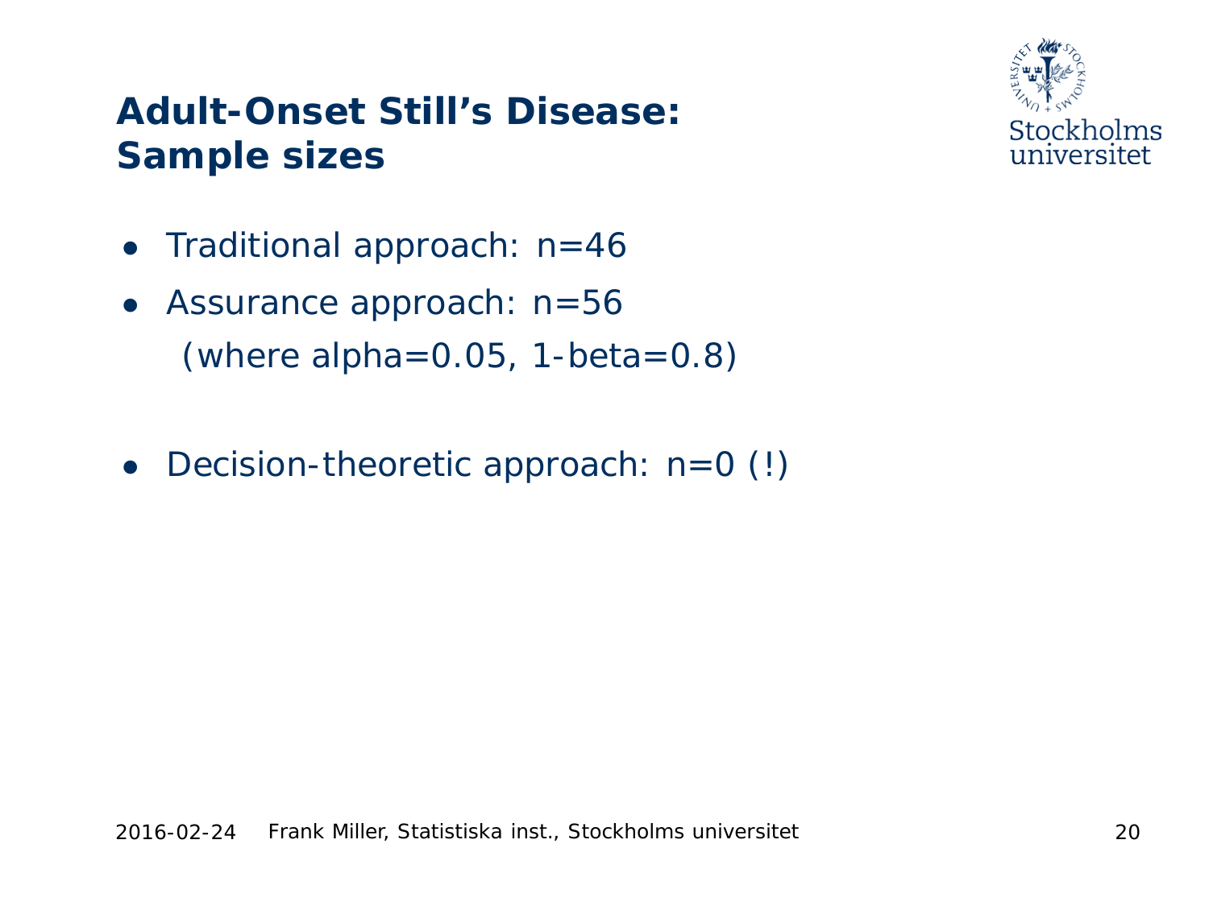# Adult-Onset Still's Disease: Sample sizes

- Traditional approach: n=46
- Assurance approach: n=56
  (where alpha=0.05, 1-beta=0.8)

- Decision-theoretic approach: n=0 (!)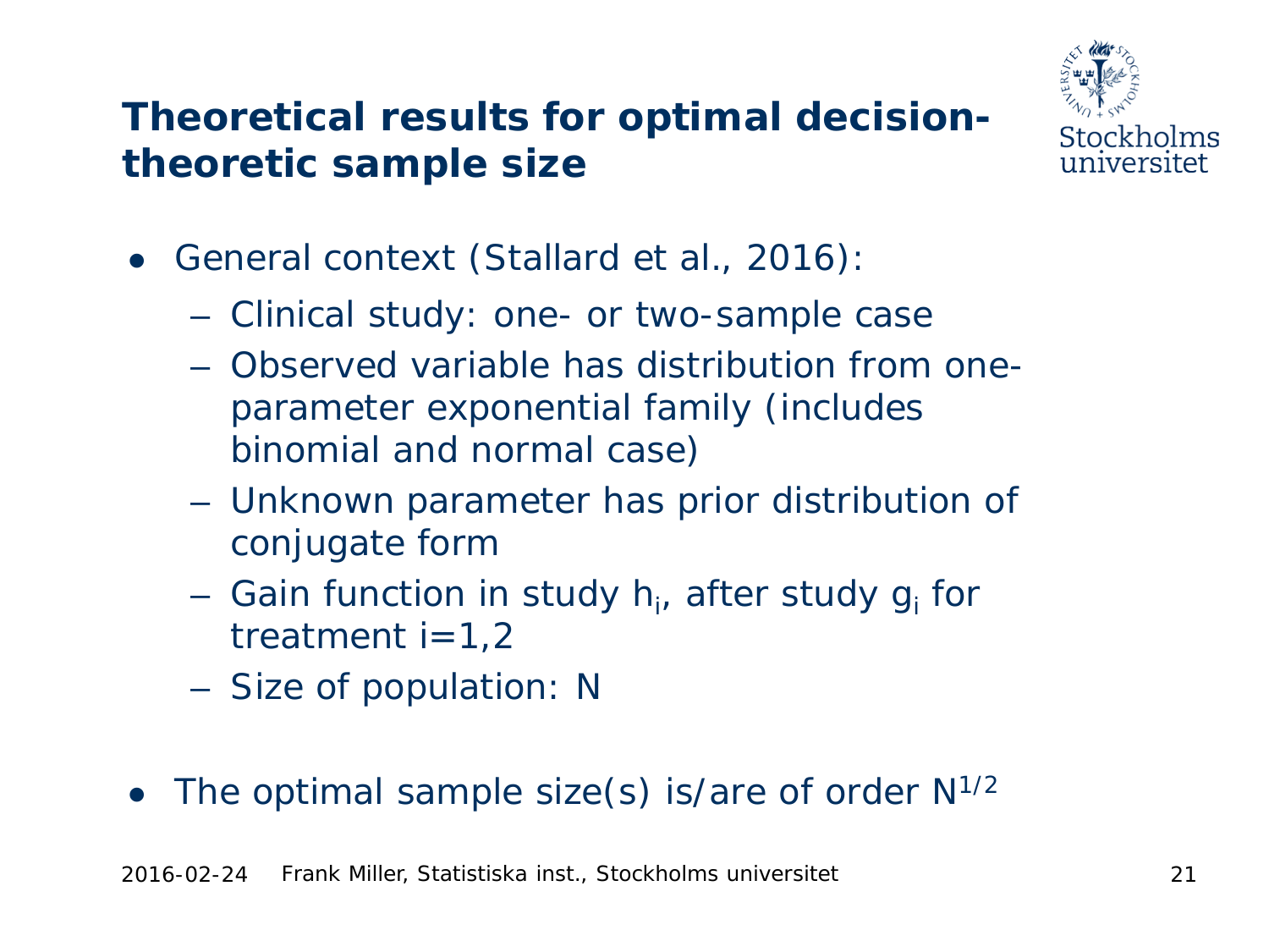# Theoretical results for optimal decision-theoretic sample size

- General context (Stallard et al., 2016):
  - Clinical study: one- or two-sample case
  - Observed variable has distribution from one-parameter exponential family (includes binomial and normal case)
  - Unknown parameter has prior distribution of conjugate form
  - Gain function in study $h_i$, after study $g_i$ for treatment $i=1,2$
  - Size of population: N

- The optimal sample size(s) is/are of order $N^{1/2}$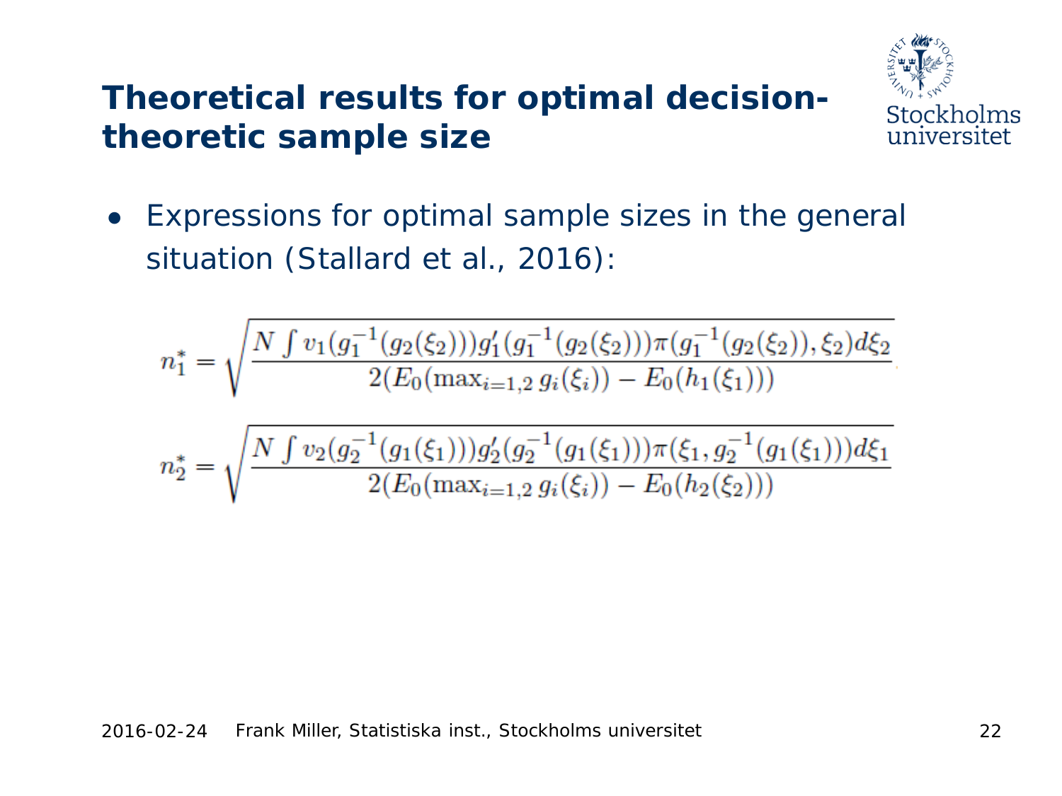## Theoretical results for optimal decision-theoretic sample size

- Expressions for optimal sample sizes in the general situation (Stallard et al., 2016):

$$n_1^* = \sqrt{\frac{N \int v_1(g_1^{-1}(g_2(\xi_2)))g_1'(g_1^{-1}(g_2(\xi_2)))\pi(g_1^{-1}(g_2(\xi_2)), \xi_2)d\xi_2}{2(E_0(\max_{i=1,2} g_i(\xi_i)) - E_0(h_1(\xi_1)))}}$$

$$n_2^* = \sqrt{\frac{N \int v_2(g_2^{-1}(g_1(\xi_1)))g_2'(g_2^{-1}(g_1(\xi_1)))\pi(\xi_1, g_2^{-1}(g_1(\xi_1)))d\xi_1}{2(E_0(\max_{i=1,2} g_i(\xi_i)) - E_0(h_2(\xi_2)))}}$$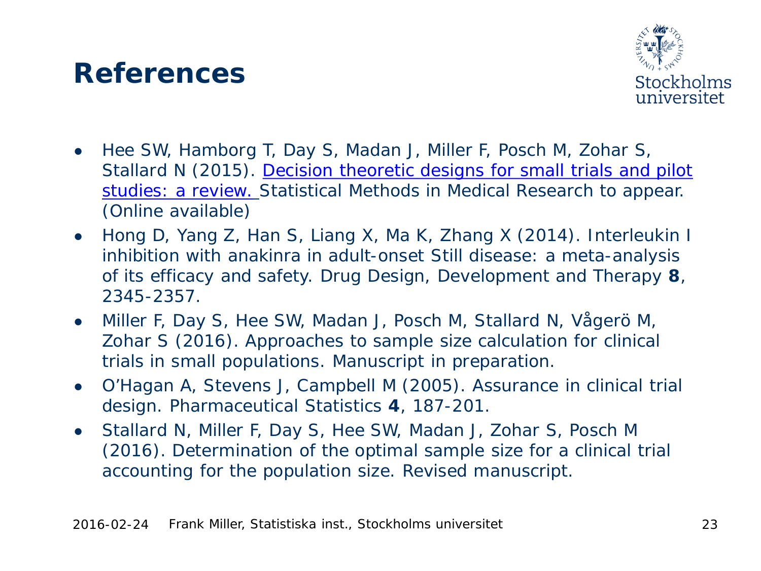# References

- Hee SW, Hamborg T, Day S, Madan J, Miller F, Posch M, Zohar S, Stallard N (2015). Decision theoretic designs for small trials and pilot studies: a review. Statistical Methods in Medical Research to appear. (Online available)
- Hong D, Yang Z, Han S, Liang X, Ma K, Zhang X (2014). Interleukin I inhibition with anakinra in adult-onset Still disease: a meta-analysis of its efficacy and safety. Drug Design, Development and Therapy **8**, 2345-2357.
- Miller F, Day S, Hee SW, Madan J, Posch M, Stallard N, Vågerö M, Zohar S (2016). Approaches to sample size calculation for clinical trials in small populations. Manuscript in preparation.
- O'Hagan A, Stevens J, Campbell M (2005). Assurance in clinical trial design. Pharmaceutical Statistics **4**, 187-201.
- Stallard N, Miller F, Day S, Hee SW, Madan J, Zohar S, Posch M (2016). Determination of the optimal sample size for a clinical trial accounting for the population size. Revised manuscript.